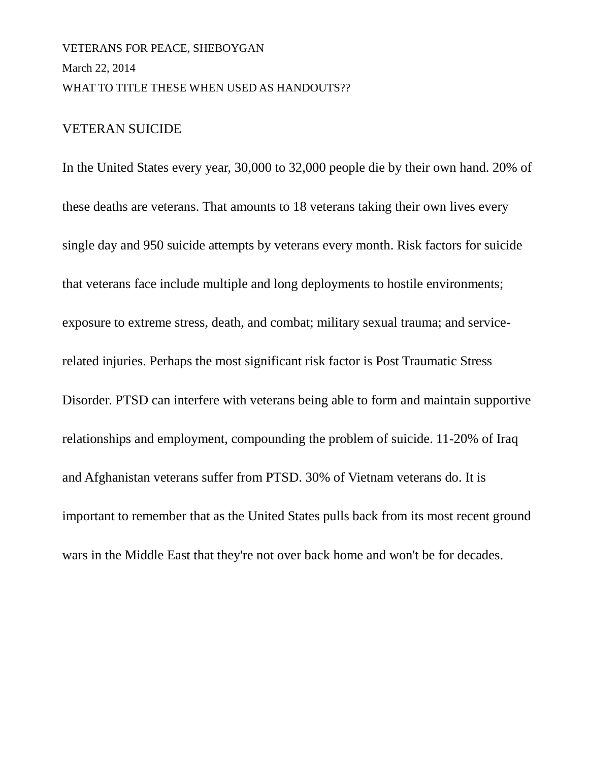VETERANS FOR PEACE, SHEBOYGAN

March 22, 2014

WHAT TO TITLE THESE WHEN USED AS HANDOUTS??

## VETERAN SUICIDE

In the United States every year, 30,000 to 32,000 people die by their own hand. 20% of these deaths are veterans. That amounts to 18 veterans taking their own lives every single day and 950 suicide attempts by veterans every month. Risk factors for suicide that veterans face include multiple and long deployments to hostile environments; exposure to extreme stress, death, and combat; military sexual trauma; and service-related injuries. Perhaps the most significant risk factor is Post Traumatic Stress Disorder. PTSD can interfere with veterans being able to form and maintain supportive relationships and employment, compounding the problem of suicide. 11-20% of Iraq and Afghanistan veterans suffer from PTSD. 30% of Vietnam veterans do. It is important to remember that as the United States pulls back from its most recent ground wars in the Middle East that they're not over back home and won't be for decades.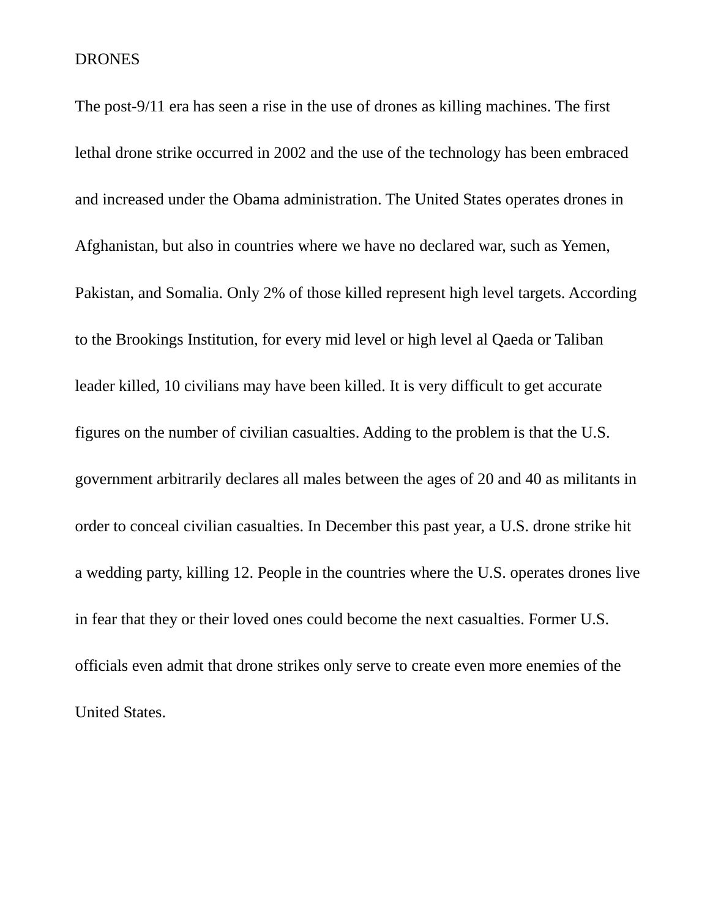DRONES

The post-9/11 era has seen a rise in the use of drones as killing machines. The first lethal drone strike occurred in 2002 and the use of the technology has been embraced and increased under the Obama administration. The United States operates drones in Afghanistan, but also in countries where we have no declared war, such as Yemen, Pakistan, and Somalia. Only 2% of those killed represent high level targets. According to the Brookings Institution, for every mid level or high level al Qaeda or Taliban leader killed, 10 civilians may have been killed. It is very difficult to get accurate figures on the number of civilian casualties. Adding to the problem is that the U.S. government arbitrarily declares all males between the ages of 20 and 40 as militants in order to conceal civilian casualties. In December this past year, a U.S. drone strike hit a wedding party, killing 12. People in the countries where the U.S. operates drones live in fear that they or their loved ones could become the next casualties. Former U.S. officials even admit that drone strikes only serve to create even more enemies of the United States.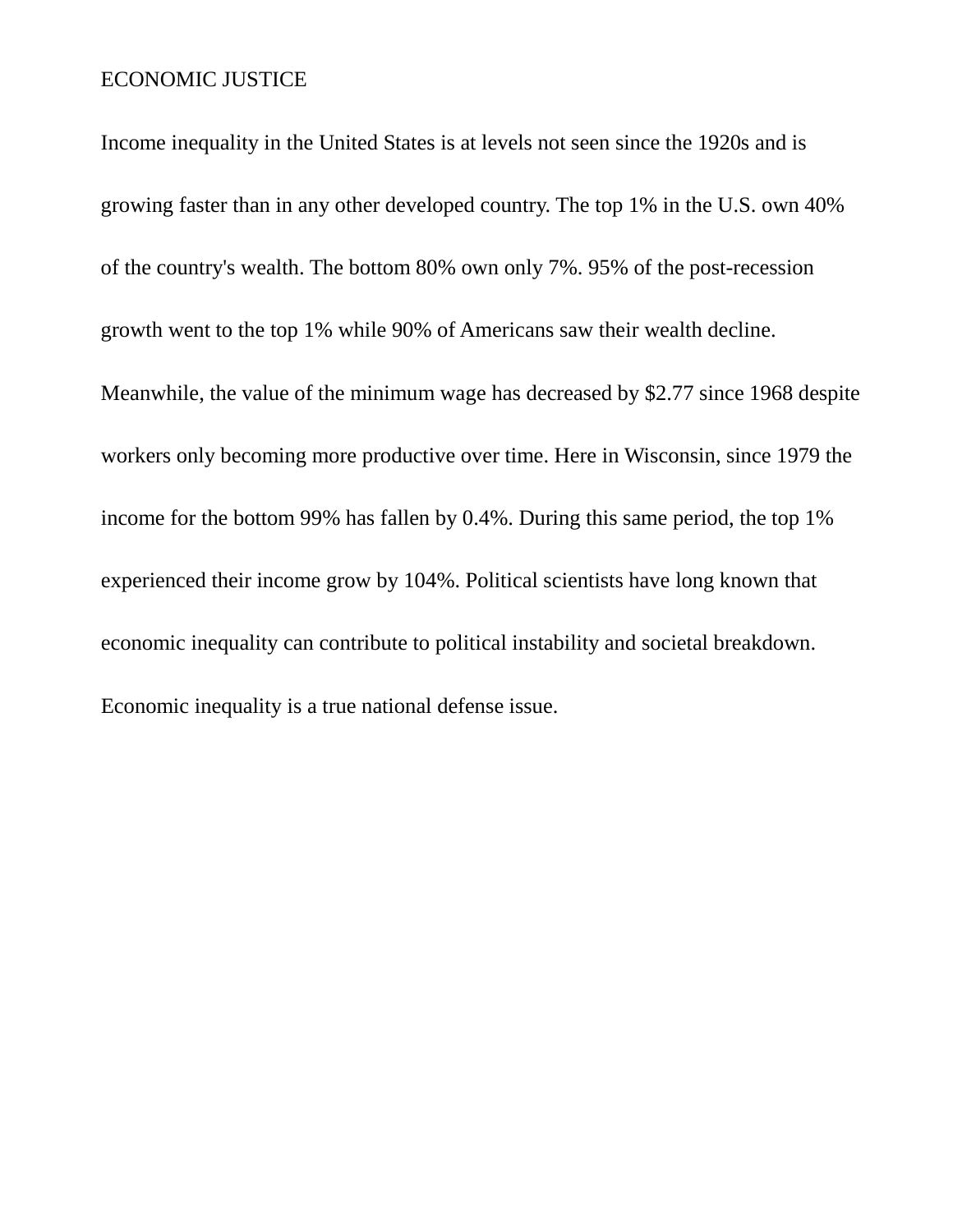# ECONOMIC JUSTICE

Income inequality in the United States is at levels not seen since the 1920s and is growing faster than in any other developed country. The top 1% in the U.S. own 40% of the country's wealth. The bottom 80% own only 7%. 95% of the post-recession growth went to the top 1% while 90% of Americans saw their wealth decline. Meanwhile, the value of the minimum wage has decreased by $2.77 since 1968 despite workers only becoming more productive over time. Here in Wisconsin, since 1979 the income for the bottom 99% has fallen by 0.4%. During this same period, the top 1% experienced their income grow by 104%. Political scientists have long known that economic inequality can contribute to political instability and societal breakdown. Economic inequality is a true national defense issue.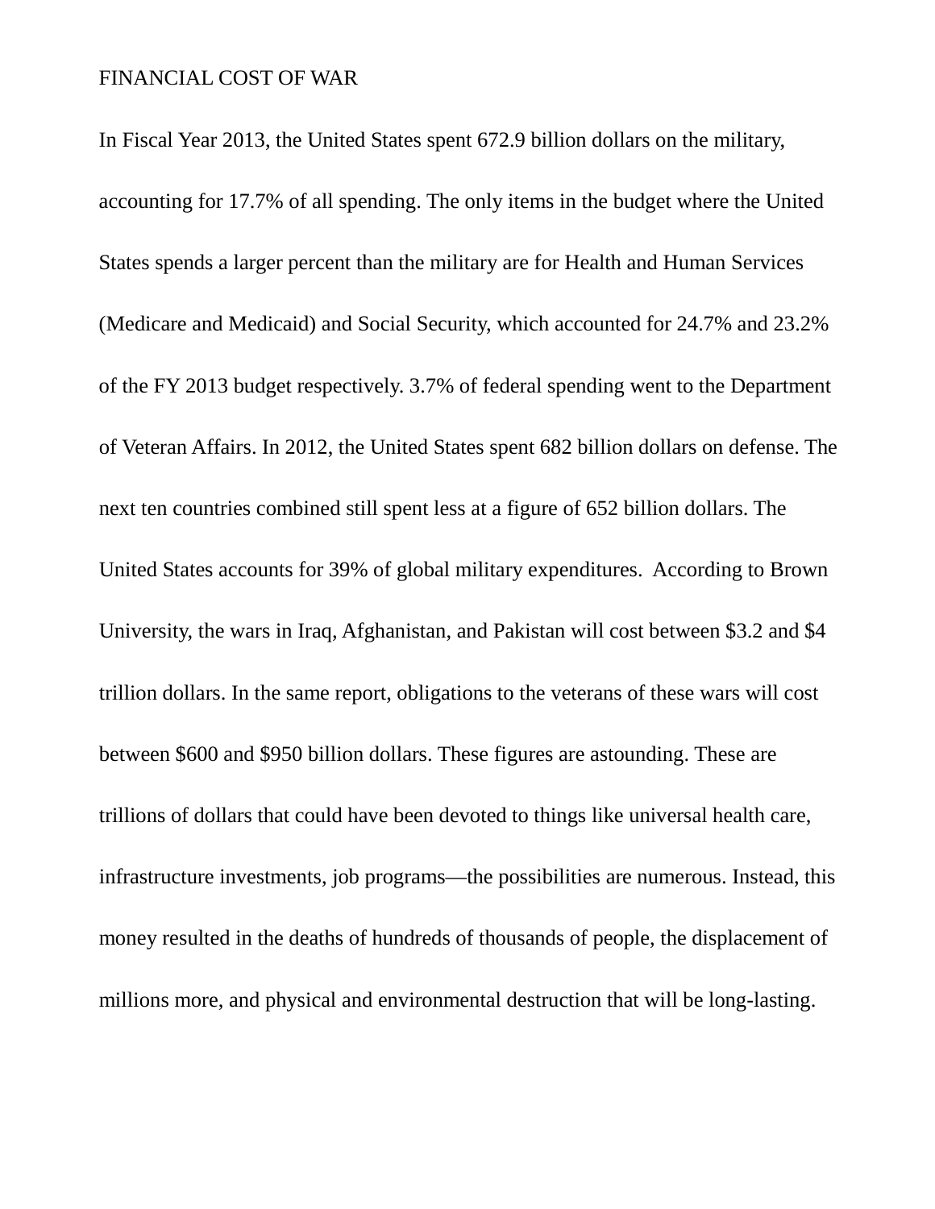FINANCIAL COST OF WAR

In Fiscal Year 2013, the United States spent 672.9 billion dollars on the military, accounting for 17.7% of all spending. The only items in the budget where the United States spends a larger percent than the military are for Health and Human Services (Medicare and Medicaid) and Social Security, which accounted for 24.7% and 23.2% of the FY 2013 budget respectively. 3.7% of federal spending went to the Department of Veteran Affairs. In 2012, the United States spent 682 billion dollars on defense. The next ten countries combined still spent less at a figure of 652 billion dollars. The United States accounts for 39% of global military expenditures. According to Brown University, the wars in Iraq, Afghanistan, and Pakistan will cost between $3.2 and $4 trillion dollars. In the same report, obligations to the veterans of these wars will cost between $600 and $950 billion dollars. These figures are astounding. These are trillions of dollars that could have been devoted to things like universal health care, infrastructure investments, job programs—the possibilities are numerous. Instead, this money resulted in the deaths of hundreds of thousands of people, the displacement of millions more, and physical and environmental destruction that will be long-lasting.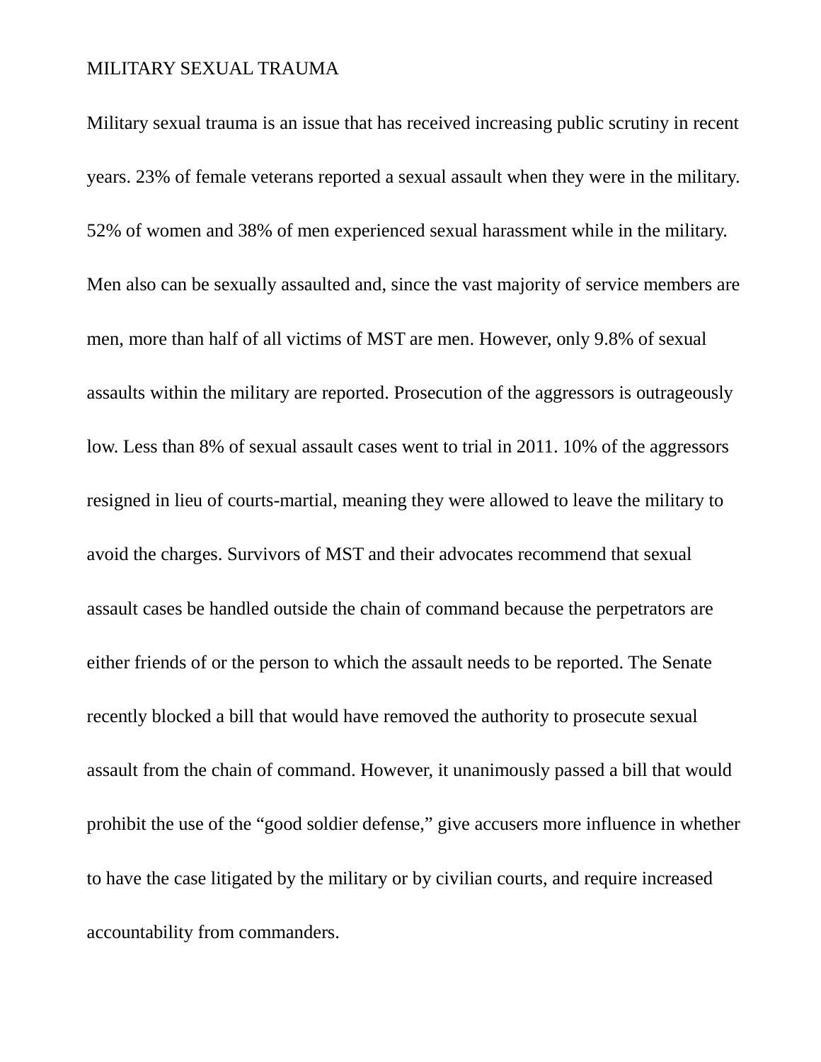Military sexual trauma is an issue that has received increasing public scrutiny in recent years. 23% of female veterans reported a sexual assault when they were in the military. 52% of women and 38% of men experienced sexual harassment while in the military. Men also can be sexually assaulted and, since the vast majority of service members are men, more than half of all victims of MST are men. However, only 9.8% of sexual assaults within the military are reported. Prosecution of the aggressors is outrageously low. Less than 8% of sexual assault cases went to trial in 2011. 10% of the aggressors resigned in lieu of courts-martial, meaning they were allowed to leave the military to avoid the charges. Survivors of MST and their advocates recommend that sexual assault cases be handled outside the chain of command because the perpetrators are either friends of or the person to which the assault needs to be reported. The Senate recently blocked a bill that would have removed the authority to prosecute sexual assault from the chain of command. However, it unanimously passed a bill that would prohibit the use of the “good soldier defense,” give accusers more influence in whether to have the case litigated by the military or by civilian courts, and require increased accountability from commanders.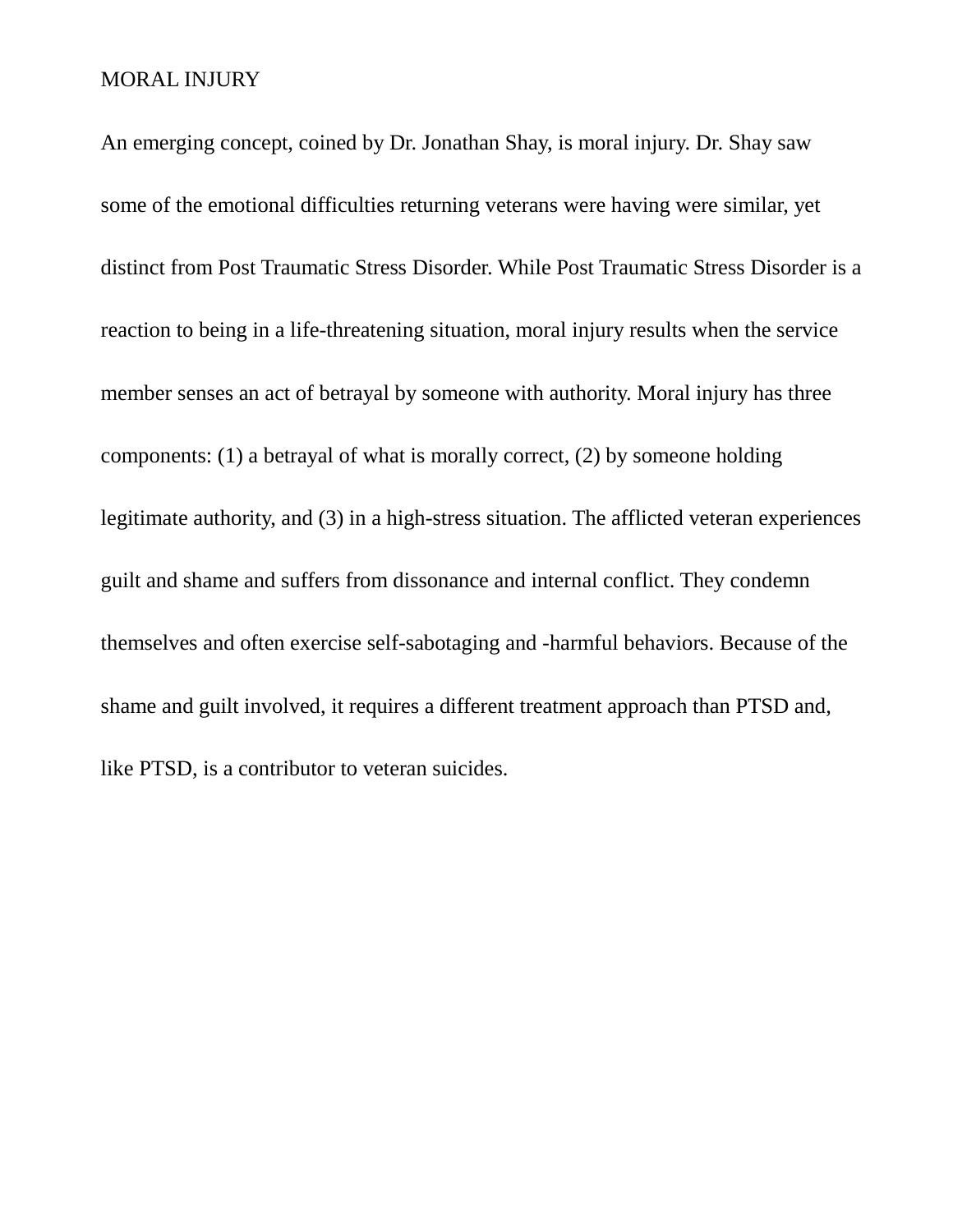MORAL INJURY

An emerging concept, coined by Dr. Jonathan Shay, is moral injury. Dr. Shay saw some of the emotional difficulties returning veterans were having were similar, yet distinct from Post Traumatic Stress Disorder. While Post Traumatic Stress Disorder is a reaction to being in a life-threatening situation, moral injury results when the service member senses an act of betrayal by someone with authority. Moral injury has three components: (1) a betrayal of what is morally correct, (2) by someone holding legitimate authority, and (3) in a high-stress situation. The afflicted veteran experiences guilt and shame and suffers from dissonance and internal conflict. They condemn themselves and often exercise self-sabotaging and -harmful behaviors. Because of the shame and guilt involved, it requires a different treatment approach than PTSD and, like PTSD, is a contributor to veteran suicides.